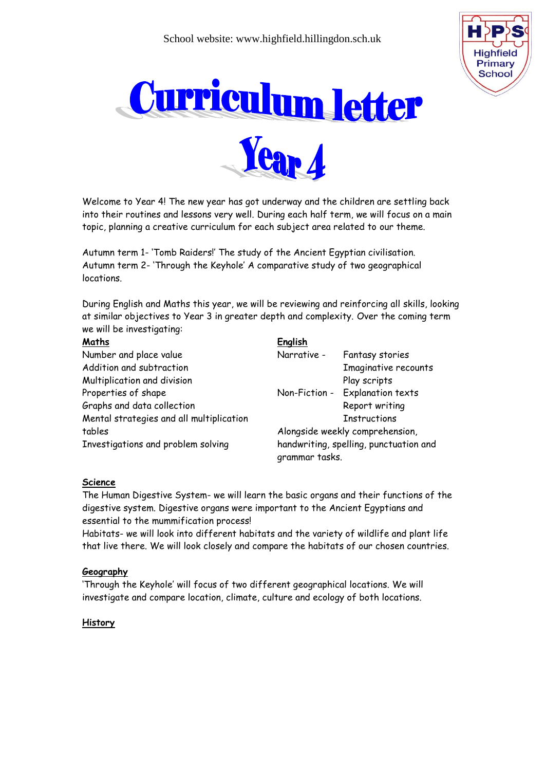School website: www.highfield.hillingdon.sch.uk

Highfield Primary School

# Curriculum letter

# Year 4

Welcome to Year 4! The new year has got underway and the children are settling back into their routines and lessons very well. During each half term, we will focus on a main topic, planning a creative curriculum for each subject area related to our theme.

Autumn term 1- 'Tomb Raiders!' The study of the Ancient Egyptian civilisation.
Autumn term 2- 'Through the Keyhole' A comparative study of two geographical locations.

During English and Maths this year, we will be reviewing and reinforcing all skills, looking at similar objectives to Year 3 in greater depth and complexity. Over the coming term we will be investigating:

**Maths**

Number and place value
Addition and subtraction
Multiplication and division
Properties of shape
Graphs and data collection
Mental strategies and all multiplication tables
Investigations and problem solving

**English**

Narrative - Fantasy stories
Imaginative recounts
Play scripts

Non-Fiction - Explanation texts
Report writing
Instructions

Alongside weekly comprehension, handwriting, spelling, punctuation and grammar tasks.

**Science**

The Human Digestive System- we will learn the basic organs and their functions of the digestive system. Digestive organs were important to the Ancient Egyptians and essential to the mummification process!
Habitats- we will look into different habitats and the variety of wildlife and plant life that live there. We will look closely and compare the habitats of our chosen countries.

**Geography**

'Through the Keyhole' will focus of two different geographical locations. We will investigate and compare location, climate, culture and ecology of both locations.

**History**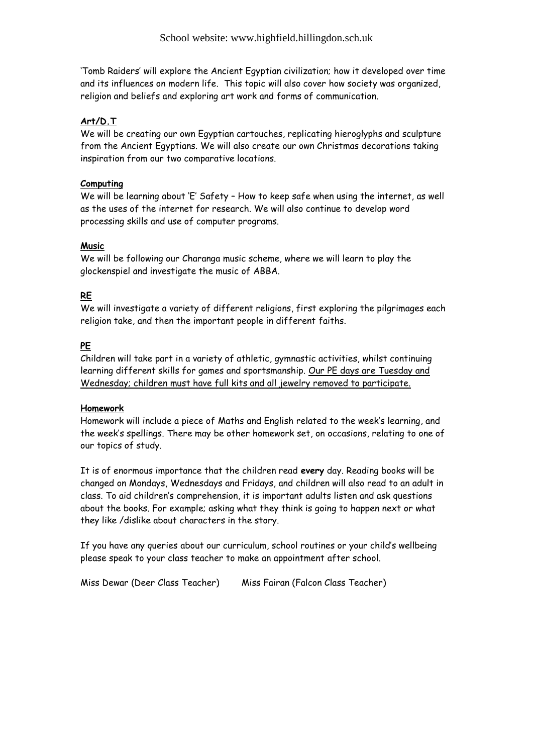'Tomb Raiders' will explore the Ancient Egyptian civilization; how it developed over time and its influences on modern life. This topic will also cover how society was organized, religion and beliefs and exploring art work and forms of communication.

**Art/D.T**

We will be creating our own Egyptian cartouches, replicating hieroglyphs and sculpture from the Ancient Egyptians. We will also create our own Christmas decorations taking inspiration from our two comparative locations.

**Computing**

We will be learning about 'E' Safety – How to keep safe when using the internet, as well as the uses of the internet for research. We will also continue to develop word processing skills and use of computer programs.

**Music**

We will be following our Charanga music scheme, where we will learn to play the glockenspiel and investigate the music of ABBA.

**RE**

We will investigate a variety of different religions, first exploring the pilgrimages each religion take, and then the important people in different faiths.

**PE**

Children will take part in a variety of athletic, gymnastic activities, whilst continuing learning different skills for games and sportsmanship. Our PE days are Tuesday and Wednesday; children must have full kits and all jewelry removed to participate.

**Homework**

Homework will include a piece of Maths and English related to the week's learning, and the week's spellings. There may be other homework set, on occasions, relating to one of our topics of study.

It is of enormous importance that the children read **every** day. Reading books will be changed on Mondays, Wednesdays and Fridays, and children will also read to an adult in class. To aid children's comprehension, it is important adults listen and ask questions about the books. For example; asking what they think is going to happen next or what they like /dislike about characters in the story.

If you have any queries about our curriculum, school routines or your child's wellbeing please speak to your class teacher to make an appointment after school.

Miss Dewar (Deer Class Teacher)        Miss Fairan (Falcon Class Teacher)